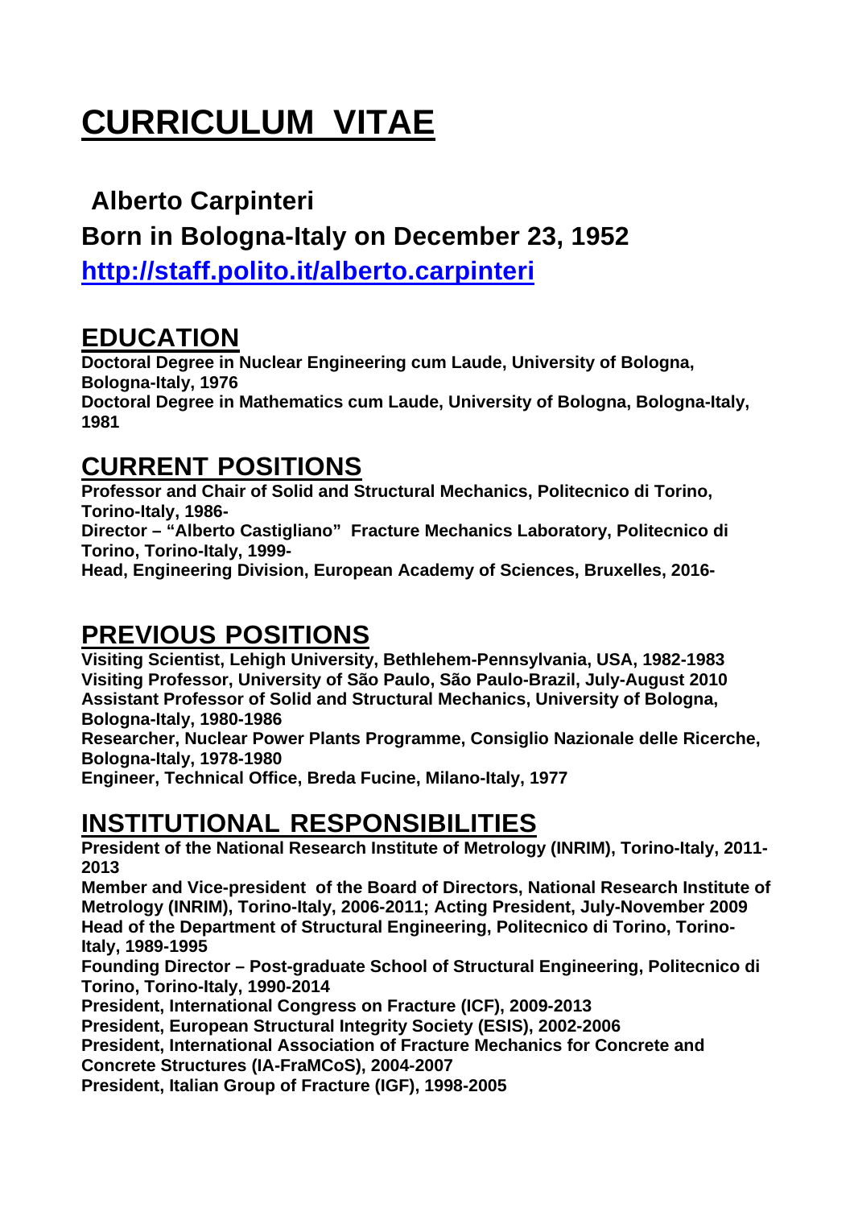# CURRICULUM VITAE

**Alberto Carpinteri**

**Born in Bologna-Italy on December 23, 1952**

**http://staff.polito.it/alberto.carpinteri**

## EDUCATION

**Doctoral Degree in Nuclear Engineering cum Laude, University of Bologna, Bologna-Italy, 1976**
**Doctoral Degree in Mathematics cum Laude, University of Bologna, Bologna-Italy, 1981**

## CURRENT POSITIONS

**Professor and Chair of Solid and Structural Mechanics, Politecnico di Torino, Torino-Italy, 1986-**
**Director – "Alberto Castigliano" Fracture Mechanics Laboratory, Politecnico di Torino, Torino-Italy, 1999-**
**Head, Engineering Division, European Academy of Sciences, Bruxelles, 2016-**

## PREVIOUS POSITIONS

**Visiting Scientist, Lehigh University, Bethlehem-Pennsylvania, USA, 1982-1983**
**Visiting Professor, University of São Paulo, São Paulo-Brazil, July-August 2010**
**Assistant Professor of Solid and Structural Mechanics, University of Bologna, Bologna-Italy, 1980-1986**
**Researcher, Nuclear Power Plants Programme, Consiglio Nazionale delle Ricerche, Bologna-Italy, 1978-1980**
**Engineer, Technical Office, Breda Fucine, Milano-Italy, 1977**

## INSTITUTIONAL RESPONSIBILITIES

**President of the National Research Institute of Metrology (INRIM), Torino-Italy, 2011-2013**
**Member and Vice-president of the Board of Directors, National Research Institute of Metrology (INRIM), Torino-Italy, 2006-2011; Acting President, July-November 2009**
**Head of the Department of Structural Engineering, Politecnico di Torino, Torino-Italy, 1989-1995**
**Founding Director – Post-graduate School of Structural Engineering, Politecnico di Torino, Torino-Italy, 1990-2014**
**President, International Congress on Fracture (ICF), 2009-2013**
**President, European Structural Integrity Society (ESIS), 2002-2006**
**President, International Association of Fracture Mechanics for Concrete and Concrete Structures (IA-FraMCoS), 2004-2007**
**President, Italian Group of Fracture (IGF), 1998-2005**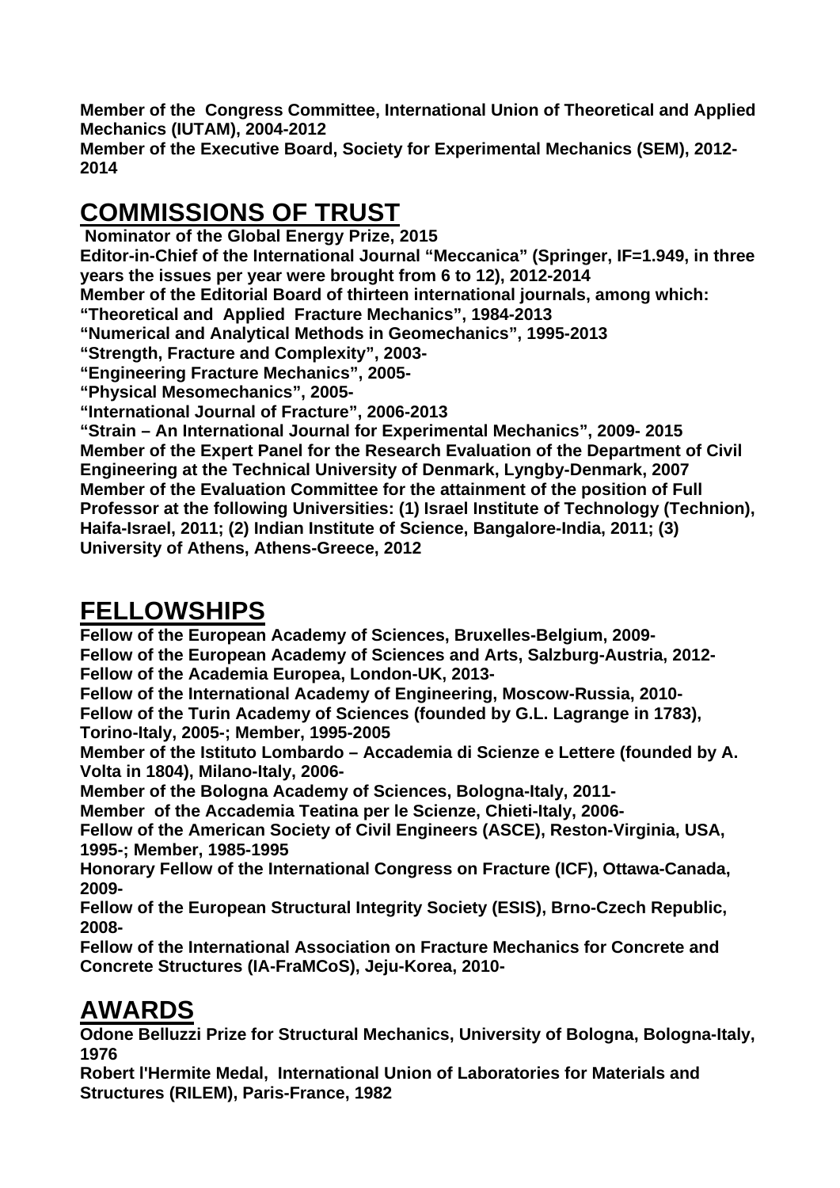**Member of the Congress Committee, International Union of Theoretical and Applied Mechanics (IUTAM), 2004-2012**
**Member of the Executive Board, Society for Experimental Mechanics (SEM), 2012-2014**

## COMMISSIONS OF TRUST

**Nominator of the Global Energy Prize, 2015**
**Editor-in-Chief of the International Journal "Meccanica" (Springer, IF=1.949, in three years the issues per year were brought from 6 to 12), 2012-2014**
**Member of the Editorial Board of thirteen international journals, among which:**
**"Theoretical and Applied Fracture Mechanics", 1984-2013**
**"Numerical and Analytical Methods in Geomechanics", 1995-2013**
**"Strength, Fracture and Complexity", 2003-**
**"Engineering Fracture Mechanics", 2005-**
**"Physical Mesomechanics", 2005-**
**"International Journal of Fracture", 2006-2013**
**"Strain – An International Journal for Experimental Mechanics", 2009- 2015**
**Member of the Expert Panel for the Research Evaluation of the Department of Civil Engineering at the Technical University of Denmark, Lyngby-Denmark, 2007**
**Member of the Evaluation Committee for the attainment of the position of Full Professor at the following Universities: (1) Israel Institute of Technology (Technion), Haifa-Israel, 2011; (2) Indian Institute of Science, Bangalore-India, 2011; (3) University of Athens, Athens-Greece, 2012**

## FELLOWSHIPS

**Fellow of the European Academy of Sciences, Bruxelles-Belgium, 2009-**
**Fellow of the European Academy of Sciences and Arts, Salzburg-Austria, 2012-**
**Fellow of the Academia Europea, London-UK, 2013-**
**Fellow of the International Academy of Engineering, Moscow-Russia, 2010-**
**Fellow of the Turin Academy of Sciences (founded by G.L. Lagrange in 1783), Torino-Italy, 2005-; Member, 1995-2005**
**Member of the Istituto Lombardo – Accademia di Scienze e Lettere (founded by A. Volta in 1804), Milano-Italy, 2006-**
**Member of the Bologna Academy of Sciences, Bologna-Italy, 2011-**
**Member of the Accademia Teatina per le Scienze, Chieti-Italy, 2006-**
**Fellow of the American Society of Civil Engineers (ASCE), Reston-Virginia, USA, 1995-; Member, 1985-1995**
**Honorary Fellow of the International Congress on Fracture (ICF), Ottawa-Canada, 2009-**
**Fellow of the European Structural Integrity Society (ESIS), Brno-Czech Republic, 2008-**
**Fellow of the International Association on Fracture Mechanics for Concrete and Concrete Structures (IA-FraMCoS), Jeju-Korea, 2010-**

## AWARDS

**Odone Belluzzi Prize for Structural Mechanics, University of Bologna, Bologna-Italy, 1976**
**Robert l'Hermite Medal, International Union of Laboratories for Materials and Structures (RILEM), Paris-France, 1982**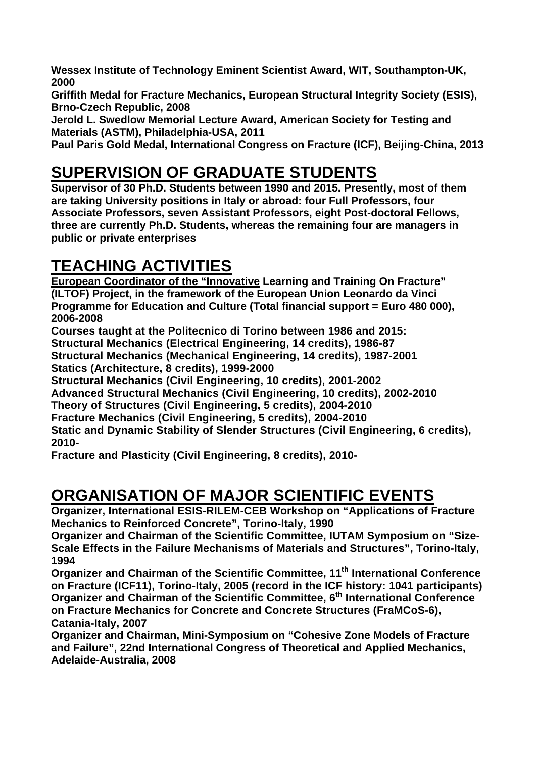**Wessex Institute of Technology Eminent Scientist Award, WIT, Southampton-UK, 2000**

**Griffith Medal for Fracture Mechanics, European Structural Integrity Society (ESIS), Brno-Czech Republic, 2008**

**Jerold L. Swedlow Memorial Lecture Award, American Society for Testing and Materials (ASTM), Philadelphia-USA, 2011**

**Paul Paris Gold Medal, International Congress on Fracture (ICF), Beijing-China, 2013**

# SUPERVISION OF GRADUATE STUDENTS

**Supervisor of 30 Ph.D. Students between 1990 and 2015. Presently, most of them are taking University positions in Italy or abroad: four Full Professors, four Associate Professors, seven Assistant Professors, eight Post-doctoral Fellows, three are currently Ph.D. Students, whereas the remaining four are managers in public or private enterprises**

# TEACHING ACTIVITIES

**European Coordinator of the "Innovative Learning and Training On Fracture" (ILTOF) Project, in the framework of the European Union Leonardo da Vinci Programme for Education and Culture (Total financial support = Euro 480 000), 2006-2008**

**Courses taught at the Politecnico di Torino between 1986 and 2015:**

**Structural Mechanics (Electrical Engineering, 14 credits), 1986-87**

**Structural Mechanics (Mechanical Engineering, 14 credits), 1987-2001**

**Statics (Architecture, 8 credits), 1999-2000**

**Structural Mechanics (Civil Engineering, 10 credits), 2001-2002**

**Advanced Structural Mechanics (Civil Engineering, 10 credits), 2002-2010**

**Theory of Structures (Civil Engineering, 5 credits), 2004-2010**

**Fracture Mechanics (Civil Engineering, 5 credits), 2004-2010**

**Static and Dynamic Stability of Slender Structures (Civil Engineering, 6 credits), 2010-**

**Fracture and Plasticity (Civil Engineering, 8 credits), 2010-**

# ORGANISATION OF MAJOR SCIENTIFIC EVENTS

**Organizer, International ESIS-RILEM-CEB Workshop on "Applications of Fracture Mechanics to Reinforced Concrete", Torino-Italy, 1990**

**Organizer and Chairman of the Scientific Committee, IUTAM Symposium on "Size-Scale Effects in the Failure Mechanisms of Materials and Structures", Torino-Italy, 1994**

**Organizer and Chairman of the Scientific Committee, 11th International Conference on Fracture (ICF11), Torino-Italy, 2005 (record in the ICF history: 1041 participants)**

**Organizer and Chairman of the Scientific Committee, 6th International Conference on Fracture Mechanics for Concrete and Concrete Structures (FraMCoS-6), Catania-Italy, 2007**

**Organizer and Chairman, Mini-Symposium on "Cohesive Zone Models of Fracture and Failure", 22nd International Congress of Theoretical and Applied Mechanics, Adelaide-Australia, 2008**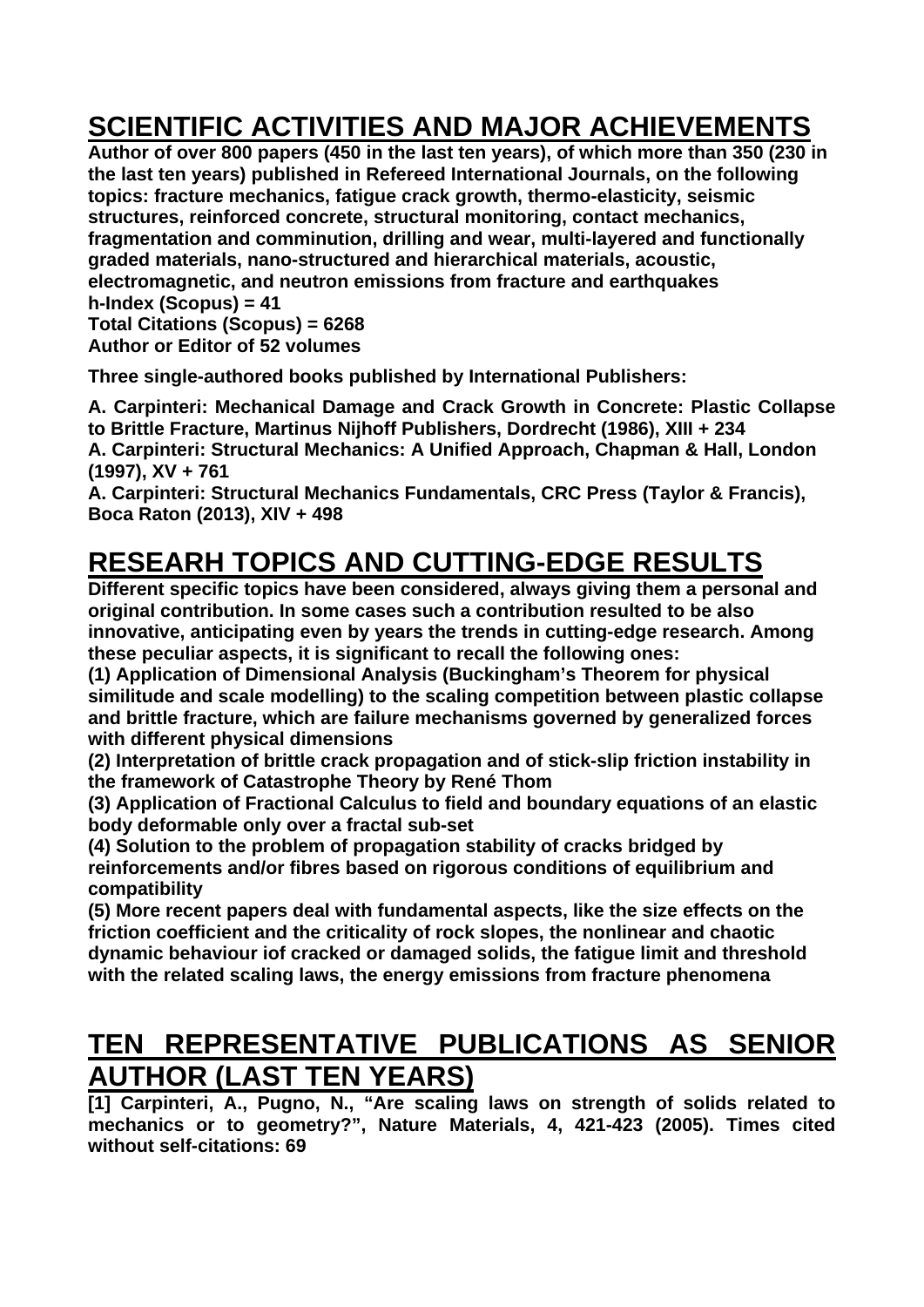## SCIENTIFIC ACTIVITIES AND MAJOR ACHIEVEMENTS

**Author of over 800 papers (450 in the last ten years), of which more than 350 (230 in the last ten years) published in Refereed International Journals, on the following topics: fracture mechanics, fatigue crack growth, thermo-elasticity, seismic structures, reinforced concrete, structural monitoring, contact mechanics, fragmentation and comminution, drilling and wear, multi-layered and functionally graded materials, nano-structured and hierarchical materials, acoustic, electromagnetic, and neutron emissions from fracture and earthquakes**
**h-Index (Scopus) = 41**
**Total Citations (Scopus) = 6268**
**Author or Editor of 52 volumes**

**Three single-authored books published by International Publishers:**

**A. Carpinteri: Mechanical Damage and Crack Growth in Concrete: Plastic Collapse to Brittle Fracture, Martinus Nijhoff Publishers, Dordrecht (1986), XIII + 234**
**A. Carpinteri: Structural Mechanics: A Unified Approach, Chapman & Hall, London (1997), XV + 761**
**A. Carpinteri: Structural Mechanics Fundamentals, CRC Press (Taylor & Francis), Boca Raton (2013), XIV + 498**

## RESEARH TOPICS AND CUTTING-EDGE RESULTS

**Different specific topics have been considered, always giving them a personal and original contribution. In some cases such a contribution resulted to be also innovative, anticipating even by years the trends in cutting-edge research. Among these peculiar aspects, it is significant to recall the following ones:**
**(1) Application of Dimensional Analysis (Buckingham's Theorem for physical similitude and scale modelling) to the scaling competition between plastic collapse and brittle fracture, which are failure mechanisms governed by generalized forces with different physical dimensions**
**(2) Interpretation of brittle crack propagation and of stick-slip friction instability in the framework of Catastrophe Theory by René Thom**
**(3) Application of Fractional Calculus to field and boundary equations of an elastic body deformable only over a fractal sub-set**
**(4) Solution to the problem of propagation stability of cracks bridged by reinforcements and/or fibres based on rigorous conditions of equilibrium and compatibility**
**(5) More recent papers deal with fundamental aspects, like the size effects on the friction coefficient and the criticality of rock slopes, the nonlinear and chaotic dynamic behaviour iof cracked or damaged solids, the fatigue limit and threshold with the related scaling laws, the energy emissions from fracture phenomena**

## TEN REPRESENTATIVE PUBLICATIONS AS SENIOR AUTHOR (LAST TEN YEARS)

**[1] Carpinteri, A., Pugno, N., "Are scaling laws on strength of solids related to mechanics or to geometry?", Nature Materials, 4, 421-423 (2005). Times cited without self-citations: 69**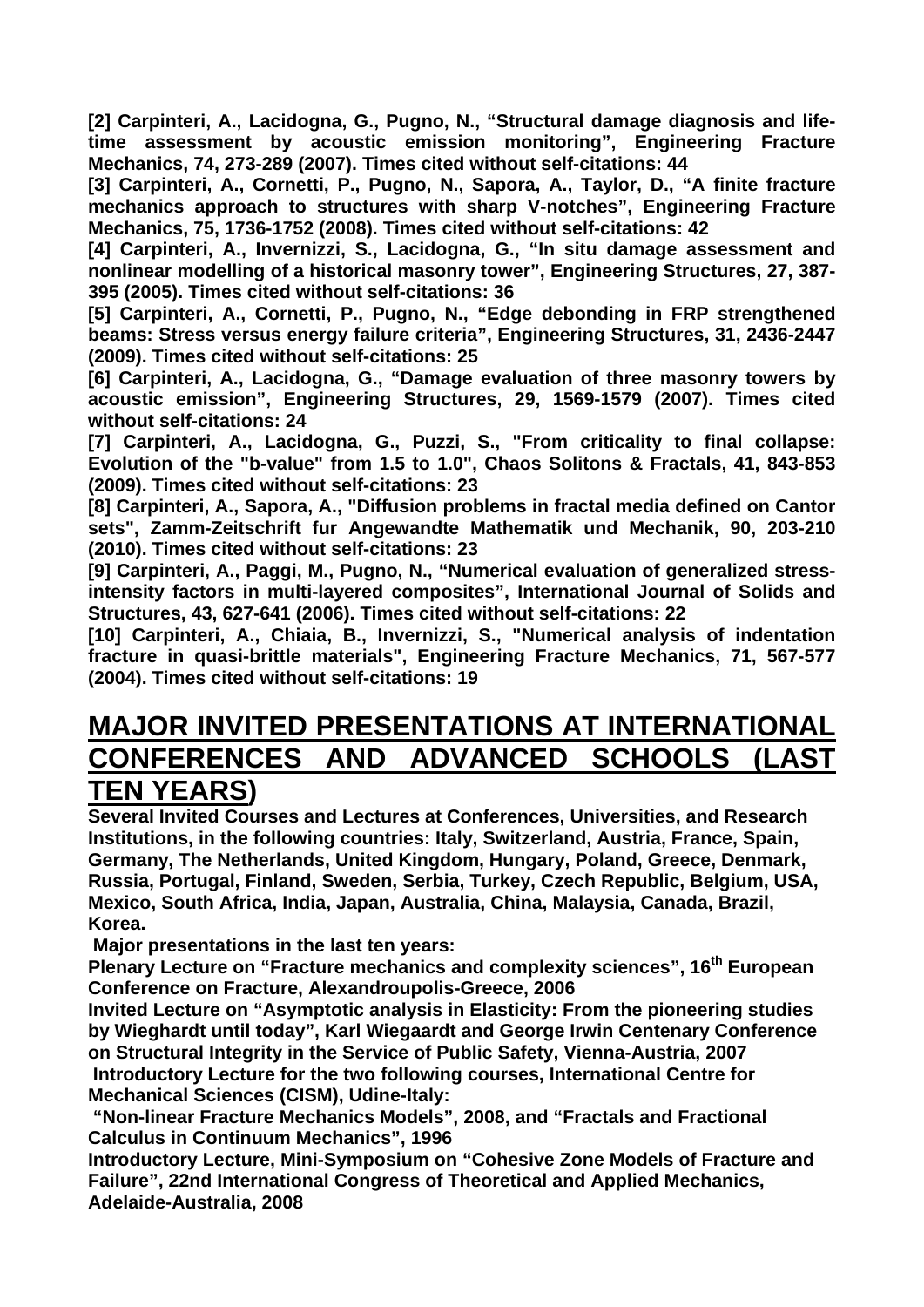**[2] Carpinteri, A., Lacidogna, G., Pugno, N., "Structural damage diagnosis and life-time assessment by acoustic emission monitoring", Engineering Fracture Mechanics, 74, 273-289 (2007). Times cited without self-citations: 44**

**[3] Carpinteri, A., Cornetti, P., Pugno, N., Sapora, A., Taylor, D., "A finite fracture mechanics approach to structures with sharp V-notches", Engineering Fracture Mechanics, 75, 1736-1752 (2008). Times cited without self-citations: 42**

**[4] Carpinteri, A., Invernizzi, S., Lacidogna, G., "In situ damage assessment and nonlinear modelling of a historical masonry tower", Engineering Structures, 27, 387-395 (2005). Times cited without self-citations: 36**

**[5] Carpinteri, A., Cornetti, P., Pugno, N., "Edge debonding in FRP strengthened beams: Stress versus energy failure criteria", Engineering Structures, 31, 2436-2447 (2009). Times cited without self-citations: 25**

**[6] Carpinteri, A., Lacidogna, G., "Damage evaluation of three masonry towers by acoustic emission", Engineering Structures, 29, 1569-1579 (2007). Times cited without self-citations: 24**

**[7] Carpinteri, A., Lacidogna, G., Puzzi, S., "From criticality to final collapse: Evolution of the "b-value" from 1.5 to 1.0", Chaos Solitons & Fractals, 41, 843-853 (2009). Times cited without self-citations: 23**

**[8] Carpinteri, A., Sapora, A., "Diffusion problems in fractal media defined on Cantor sets", Zamm-Zeitschrift fur Angewandte Mathematik und Mechanik, 90, 203-210 (2010). Times cited without self-citations: 23**

**[9] Carpinteri, A., Paggi, M., Pugno, N., "Numerical evaluation of generalized stress-intensity factors in multi-layered composites", International Journal of Solids and Structures, 43, 627-641 (2006). Times cited without self-citations: 22**

**[10] Carpinteri, A., Chiaia, B., Invernizzi, S., "Numerical analysis of indentation fracture in quasi-brittle materials", Engineering Fracture Mechanics, 71, 567-577 (2004). Times cited without self-citations: 19**

## MAJOR INVITED PRESENTATIONS AT INTERNATIONAL CONFERENCES AND ADVANCED SCHOOLS (LAST TEN YEARS)

**Several Invited Courses and Lectures at Conferences, Universities, and Research Institutions, in the following countries: Italy, Switzerland, Austria, France, Spain, Germany, The Netherlands, United Kingdom, Hungary, Poland, Greece, Denmark, Russia, Portugal, Finland, Sweden, Serbia, Turkey, Czech Republic, Belgium, USA, Mexico, South Africa, India, Japan, Australia, China, Malaysia, Canada, Brazil, Korea.**

**Major presentations in the last ten years:**

**Plenary Lecture on "Fracture mechanics and complexity sciences", 16th European Conference on Fracture, Alexandroupolis-Greece, 2006**

**Invited Lecture on "Asymptotic analysis in Elasticity: From the pioneering studies by Wieghardt until today", Karl Wiegaardt and George Irwin Centenary Conference on Structural Integrity in the Service of Public Safety, Vienna-Austria, 2007**

**Introductory Lecture for the two following courses, International Centre for Mechanical Sciences (CISM), Udine-Italy:**

**"Non-linear Fracture Mechanics Models", 2008, and "Fractals and Fractional Calculus in Continuum Mechanics", 1996**

**Introductory Lecture, Mini-Symposium on "Cohesive Zone Models of Fracture and Failure", 22nd International Congress of Theoretical and Applied Mechanics, Adelaide-Australia, 2008**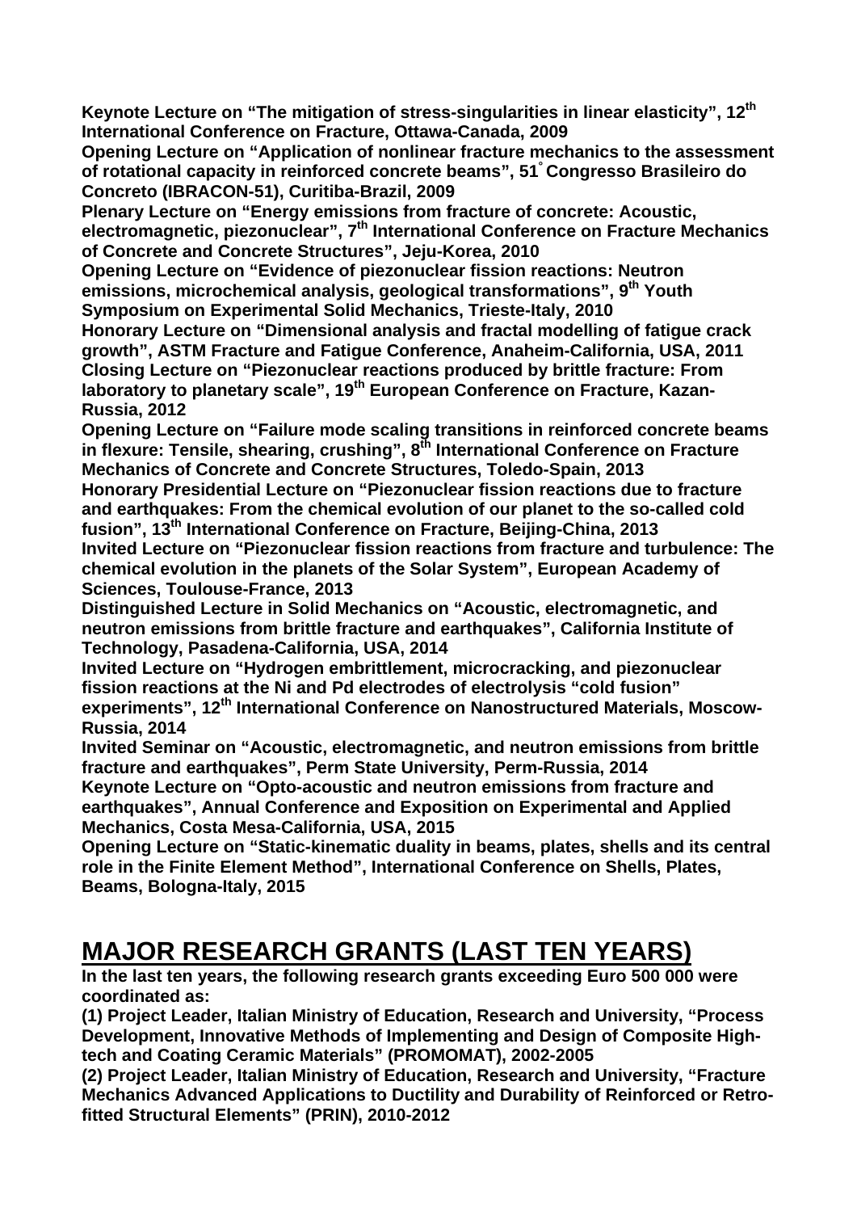**Keynote Lecture on "The mitigation of stress-singularities in linear elasticity", 12th International Conference on Fracture, Ottawa-Canada, 2009**

**Opening Lecture on "Application of nonlinear fracture mechanics to the assessment of rotational capacity in reinforced concrete beams", 51° Congresso Brasileiro do Concreto (IBRACON-51), Curitiba-Brazil, 2009**

**Plenary Lecture on "Energy emissions from fracture of concrete: Acoustic, electromagnetic, piezonuclear", 7th International Conference on Fracture Mechanics of Concrete and Concrete Structures", Jeju-Korea, 2010**

**Opening Lecture on "Evidence of piezonuclear fission reactions: Neutron emissions, microchemical analysis, geological transformations", 9th Youth Symposium on Experimental Solid Mechanics, Trieste-Italy, 2010**

**Honorary Lecture on "Dimensional analysis and fractal modelling of fatigue crack growth", ASTM Fracture and Fatigue Conference, Anaheim-California, USA, 2011**

**Closing Lecture on "Piezonuclear reactions produced by brittle fracture: From laboratory to planetary scale", 19th European Conference on Fracture, Kazan-Russia, 2012**

**Opening Lecture on "Failure mode scaling transitions in reinforced concrete beams in flexure: Tensile, shearing, crushing", 8th International Conference on Fracture Mechanics of Concrete and Concrete Structures, Toledo-Spain, 2013**

**Honorary Presidential Lecture on "Piezonuclear fission reactions due to fracture and earthquakes: From the chemical evolution of our planet to the so-called cold fusion", 13th International Conference on Fracture, Beijing-China, 2013**

**Invited Lecture on "Piezonuclear fission reactions from fracture and turbulence: The chemical evolution in the planets of the Solar System", European Academy of Sciences, Toulouse-France, 2013**

**Distinguished Lecture in Solid Mechanics on "Acoustic, electromagnetic, and neutron emissions from brittle fracture and earthquakes", California Institute of Technology, Pasadena-California, USA, 2014**

**Invited Lecture on "Hydrogen embrittlement, microcracking, and piezonuclear fission reactions at the Ni and Pd electrodes of electrolysis "cold fusion" experiments", 12th International Conference on Nanostructured Materials, Moscow-Russia, 2014**

**Invited Seminar on "Acoustic, electromagnetic, and neutron emissions from brittle fracture and earthquakes", Perm State University, Perm-Russia, 2014**

**Keynote Lecture on "Opto-acoustic and neutron emissions from fracture and earthquakes", Annual Conference and Exposition on Experimental and Applied Mechanics, Costa Mesa-California, USA, 2015**

**Opening Lecture on "Static-kinematic duality in beams, plates, shells and its central role in the Finite Element Method", International Conference on Shells, Plates, Beams, Bologna-Italy, 2015**

## MAJOR RESEARCH GRANTS (LAST TEN YEARS)

**In the last ten years, the following research grants exceeding Euro 500 000 were coordinated as:**

**(1) Project Leader, Italian Ministry of Education, Research and University, "Process Development, Innovative Methods of Implementing and Design of Composite High-tech and Coating Ceramic Materials" (PROMOMAT), 2002-2005**

**(2) Project Leader, Italian Ministry of Education, Research and University, "Fracture Mechanics Advanced Applications to Ductility and Durability of Reinforced or Retro-fitted Structural Elements" (PRIN), 2010-2012**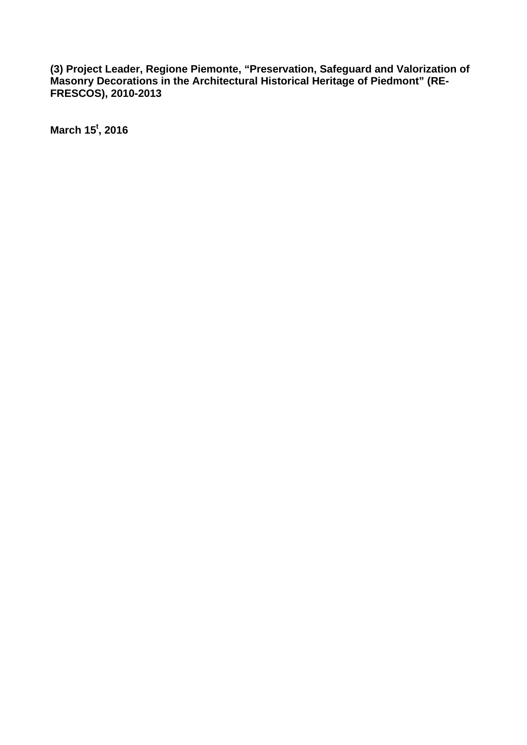**(3) Project Leader, Regione Piemonte, “Preservation, Safeguard and Valorization of Masonry Decorations in the Architectural Historical Heritage of Piedmont” (RE-FRESCOS), 2010-2013**

**March 15[t], 2016**